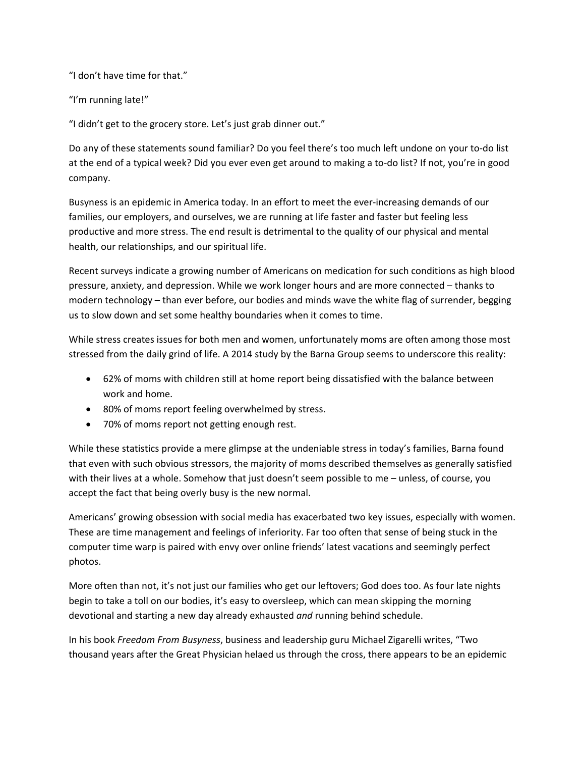“I don’t have time for that.”

“I’m running late!”

“I didn’t get to the grocery store. Let’s just grab dinner out.”

Do any of these statements sound familiar? Do you feel there’s too much left undone on your to-do list at the end of a typical week? Did you ever even get around to making a to-do list? If not, you’re in good company.

Busyness is an epidemic in America today. In an effort to meet the ever-increasing demands of our families, our employers, and ourselves, we are running at life faster and faster but feeling less productive and more stress. The end result is detrimental to the quality of our physical and mental health, our relationships, and our spiritual life.

Recent surveys indicate a growing number of Americans on medication for such conditions as high blood pressure, anxiety, and depression. While we work longer hours and are more connected – thanks to modern technology – than ever before, our bodies and minds wave the white flag of surrender, begging us to slow down and set some healthy boundaries when it comes to time.

While stress creates issues for both men and women, unfortunately moms are often among those most stressed from the daily grind of life. A 2014 study by the Barna Group seems to underscore this reality:

- 62% of moms with children still at home report being dissatisfied with the balance between work and home.
- 80% of moms report feeling overwhelmed by stress.
- 70% of moms report not getting enough rest.

While these statistics provide a mere glimpse at the undeniable stress in today’s families, Barna found that even with such obvious stressors, the majority of moms described themselves as generally satisfied with their lives at a whole. Somehow that just doesn’t seem possible to me – unless, of course, you accept the fact that being overly busy is the new normal.

Americans’ growing obsession with social media has exacerbated two key issues, especially with women. These are time management and feelings of inferiority. Far too often that sense of being stuck in the computer time warp is paired with envy over online friends’ latest vacations and seemingly perfect photos.

More often than not, it’s not just our families who get our leftovers; God does too. As four late nights begin to take a toll on our bodies, it’s easy to oversleep, which can mean skipping the morning devotional and starting a new day already exhausted *and* running behind schedule.

In his book *Freedom From Busyness*, business and leadership guru Michael Zigarelli writes, “Two thousand years after the Great Physician helaed us through the cross, there appears to be an epidemic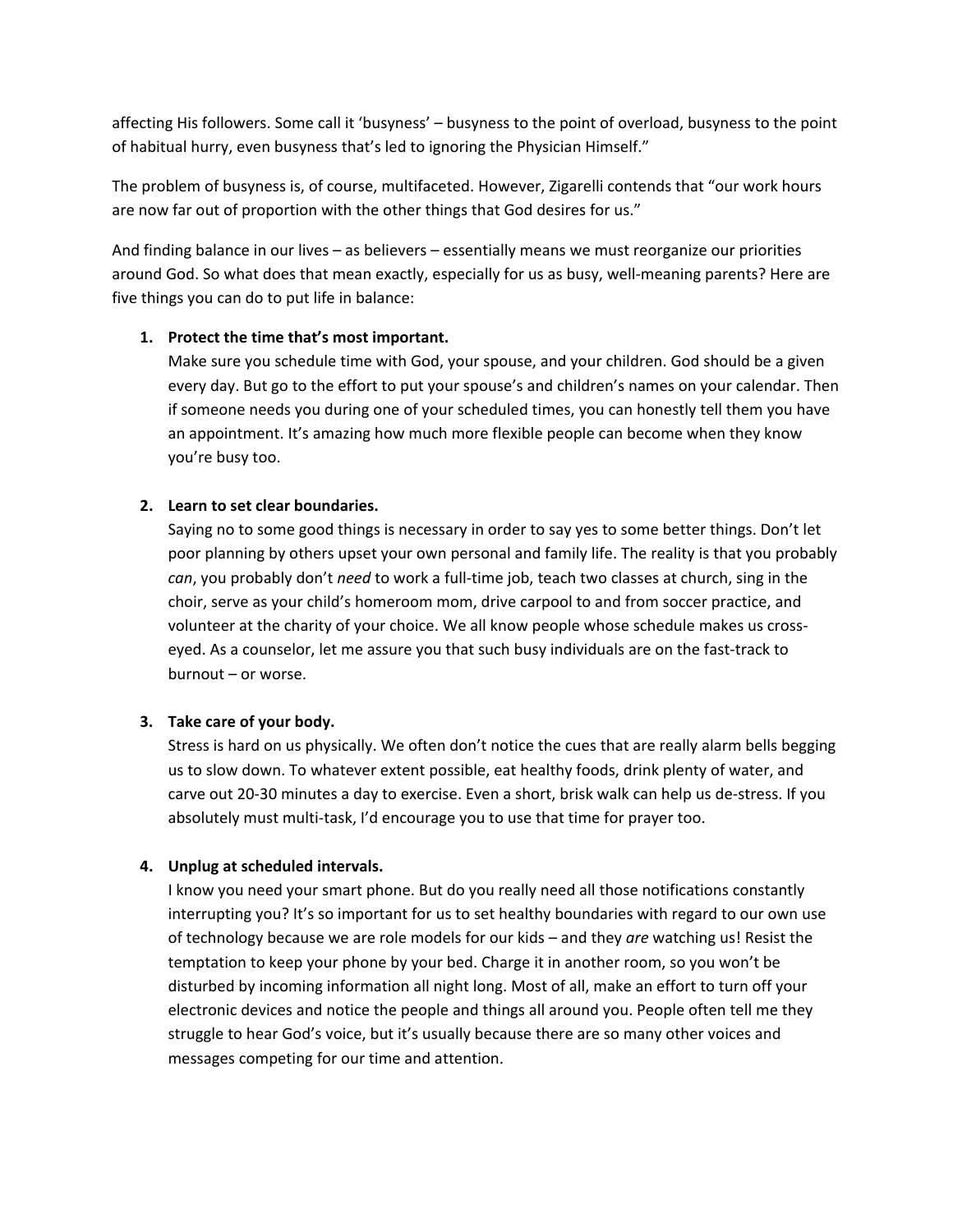affecting His followers. Some call it 'busyness' – busyness to the point of overload, busyness to the point of habitual hurry, even busyness that's led to ignoring the Physician Himself."

The problem of busyness is, of course, multifaceted. However, Zigarelli contends that "our work hours are now far out of proportion with the other things that God desires for us."

And finding balance in our lives – as believers – essentially means we must reorganize our priorities around God. So what does that mean exactly, especially for us as busy, well-meaning parents? Here are five things you can do to put life in balance:

1. **Protect the time that's most important.**
   Make sure you schedule time with God, your spouse, and your children. God should be a given every day. But go to the effort to put your spouse's and children's names on your calendar. Then if someone needs you during one of your scheduled times, you can honestly tell them you have an appointment. It's amazing how much more flexible people can become when they know you're busy too.

2. **Learn to set clear boundaries.**
   Saying no to some good things is necessary in order to say yes to some better things. Don't let poor planning by others upset your own personal and family life. The reality is that you probably *can*, you probably don't *need* to work a full-time job, teach two classes at church, sing in the choir, serve as your child's homeroom mom, drive carpool to and from soccer practice, and volunteer at the charity of your choice. We all know people whose schedule makes us cross-eyed. As a counselor, let me assure you that such busy individuals are on the fast-track to burnout – or worse.

3. **Take care of your body.**
   Stress is hard on us physically. We often don't notice the cues that are really alarm bells begging us to slow down. To whatever extent possible, eat healthy foods, drink plenty of water, and carve out 20-30 minutes a day to exercise. Even a short, brisk walk can help us de-stress. If you absolutely must multi-task, I'd encourage you to use that time for prayer too.

4. **Unplug at scheduled intervals.**
   I know you need your smart phone. But do you really need all those notifications constantly interrupting you? It's so important for us to set healthy boundaries with regard to our own use of technology because we are role models for our kids – and they *are* watching us! Resist the temptation to keep your phone by your bed. Charge it in another room, so you won't be disturbed by incoming information all night long. Most of all, make an effort to turn off your electronic devices and notice the people and things all around you. People often tell me they struggle to hear God's voice, but it's usually because there are so many other voices and messages competing for our time and attention.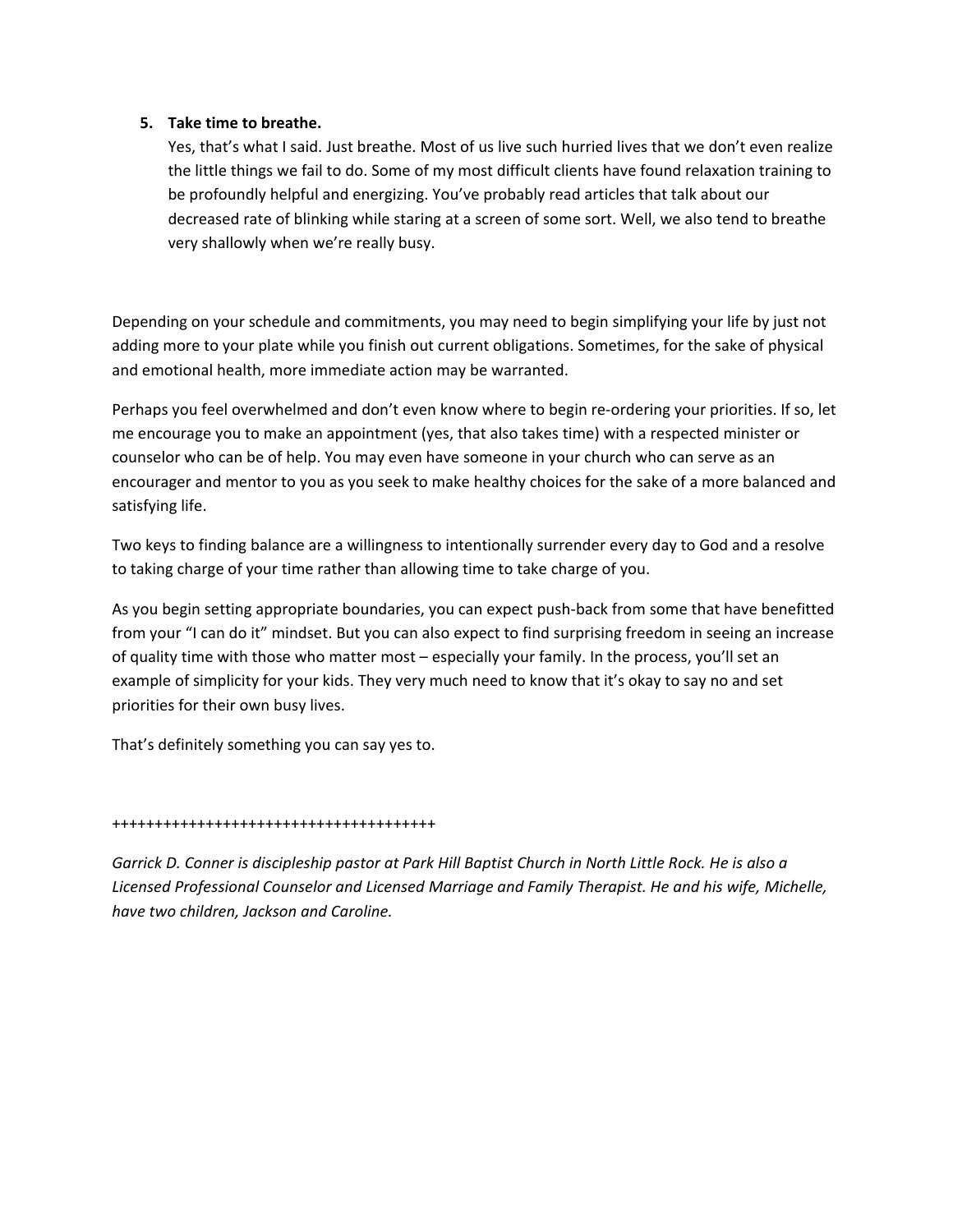5. **Take time to breathe.**
   Yes, that's what I said. Just breathe. Most of us live such hurried lives that we don't even realize the little things we fail to do. Some of my most difficult clients have found relaxation training to be profoundly helpful and energizing. You've probably read articles that talk about our decreased rate of blinking while staring at a screen of some sort. Well, we also tend to breathe very shallowly when we're really busy.

Depending on your schedule and commitments, you may need to begin simplifying your life by just not adding more to your plate while you finish out current obligations. Sometimes, for the sake of physical and emotional health, more immediate action may be warranted.

Perhaps you feel overwhelmed and don't even know where to begin re-ordering your priorities. If so, let me encourage you to make an appointment (yes, that also takes time) with a respected minister or counselor who can be of help. You may even have someone in your church who can serve as an encourager and mentor to you as you seek to make healthy choices for the sake of a more balanced and satisfying life.

Two keys to finding balance are a willingness to intentionally surrender every day to God and a resolve to taking charge of your time rather than allowing time to take charge of you.

As you begin setting appropriate boundaries, you can expect push-back from some that have benefitted from your "I can do it" mindset. But you can also expect to find surprising freedom in seeing an increase of quality time with those who matter most – especially your family. In the process, you'll set an example of simplicity for your kids. They very much need to know that it's okay to say no and set priorities for their own busy lives.

That's definitely something you can say yes to.

++++++++++++++++++++++++++++++++++++++++

*Garrick D. Conner is discipleship pastor at Park Hill Baptist Church in North Little Rock. He is also a Licensed Professional Counselor and Licensed Marriage and Family Therapist. He and his wife, Michelle, have two children, Jackson and Caroline.*